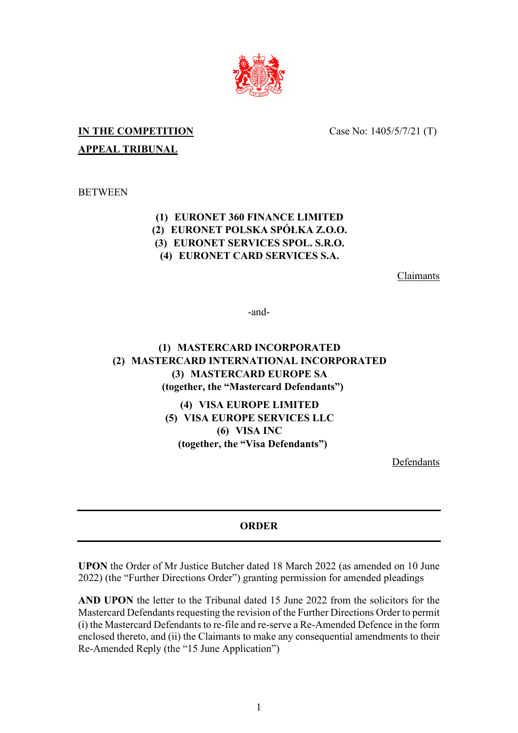**IN THE COMPETITION APPEAL TRIBUNAL**

Case No: 1405/5/7/21 (T)

BETWEEN

**(1) EURONET 360 FINANCE LIMITED**
**(2) EURONET POLSKA SPÓŁKA Z.O.O.**
**(3) EURONET SERVICES SPOL. S.R.O.**
**(4) EURONET CARD SERVICES S.A.**

Claimants

-and-

**(1) MASTERCARD INCORPORATED**
**(2) MASTERCARD INTERNATIONAL INCORPORATED**
**(3) MASTERCARD EUROPE SA**
**(together, the "Mastercard Defendants")**

**(4) VISA EUROPE LIMITED**
**(5) VISA EUROPE SERVICES LLC**
**(6) VISA INC**
**(together, the "Visa Defendants")**

Defendants

---

**ORDER**

---

**UPON** the Order of Mr Justice Butcher dated 18 March 2022 (as amended on 10 June 2022) (the "Further Directions Order") granting permission for amended pleadings

**AND UPON** the letter to the Tribunal dated 15 June 2022 from the solicitors for the Mastercard Defendants requesting the revision of the Further Directions Order to permit (i) the Mastercard Defendants to re-file and re-serve a Re-Amended Defence in the form enclosed thereto, and (ii) the Claimants to make any consequential amendments to their Re-Amended Reply (the "15 June Application")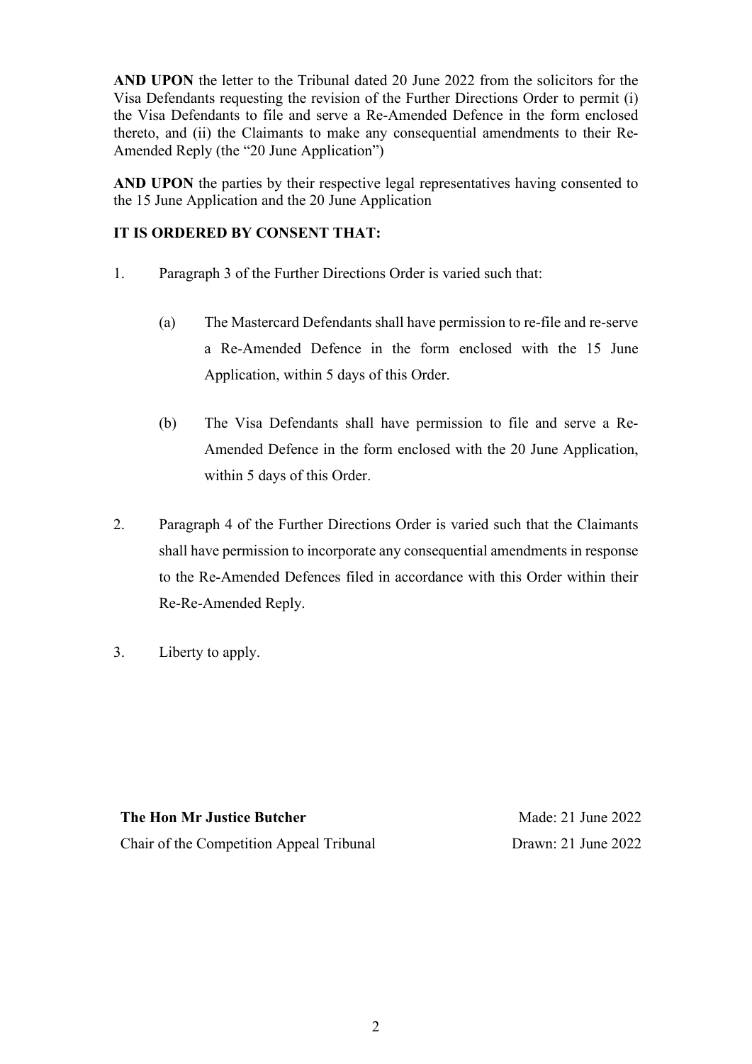**AND UPON** the letter to the Tribunal dated 20 June 2022 from the solicitors for the Visa Defendants requesting the revision of the Further Directions Order to permit (i) the Visa Defendants to file and serve a Re-Amended Defence in the form enclosed thereto, and (ii) the Claimants to make any consequential amendments to their Re-Amended Reply (the "20 June Application")

**AND UPON** the parties by their respective legal representatives having consented to the 15 June Application and the 20 June Application

**IT IS ORDERED BY CONSENT THAT:**

1. Paragraph 3 of the Further Directions Order is varied such that:

   (a) The Mastercard Defendants shall have permission to re-file and re-serve a Re-Amended Defence in the form enclosed with the 15 June Application, within 5 days of this Order.

   (b) The Visa Defendants shall have permission to file and serve a Re-Amended Defence in the form enclosed with the 20 June Application, within 5 days of this Order.

2. Paragraph 4 of the Further Directions Order is varied such that the Claimants shall have permission to incorporate any consequential amendments in response to the Re-Amended Defences filed in accordance with this Order within their Re-Re-Amended Reply.

3. Liberty to apply.

**The Hon Mr Justice Butcher**
Chair of the Competition Appeal Tribunal

Made: 21 June 2022
Drawn: 21 June 2022